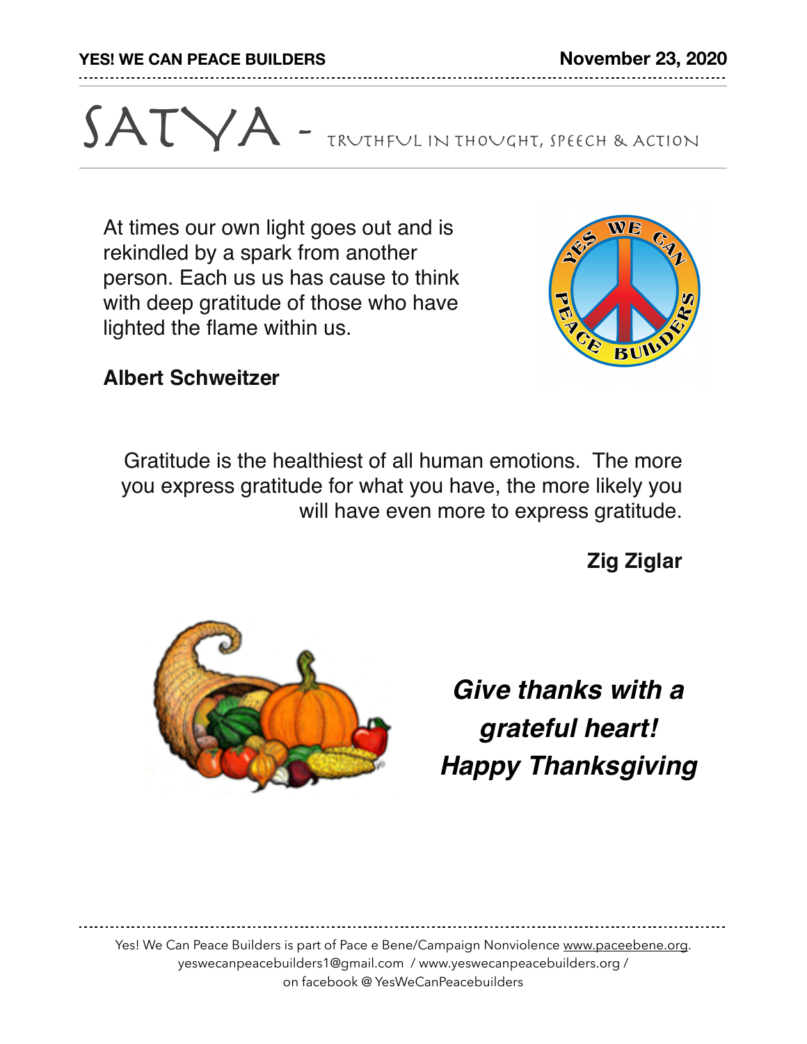**YES! WE CAN PEACE BUILDERS** **November 23, 2020**

# SATYA - Truthful in thought, speech & action

At times our own light goes out and is rekindled by a spark from another person. Each us us has cause to think with deep gratitude of those who have lighted the flame within us.

**Albert Schweitzer**

Gratitude is the healthiest of all human emotions. The more you express gratitude for what you have, the more likely you will have even more to express gratitude.

**Zig Ziglar**

***Give thanks with a grateful heart!***
***Happy Thanksgiving***

Yes! We Can Peace Builders is part of Pace e Bene/Campaign Nonviolence www.paceebene.org.
yeswecanpeacebuilders1@gmail.com / www.yeswecanpeacebuilders.org /
on facebook @ YesWeCanPeacebuilders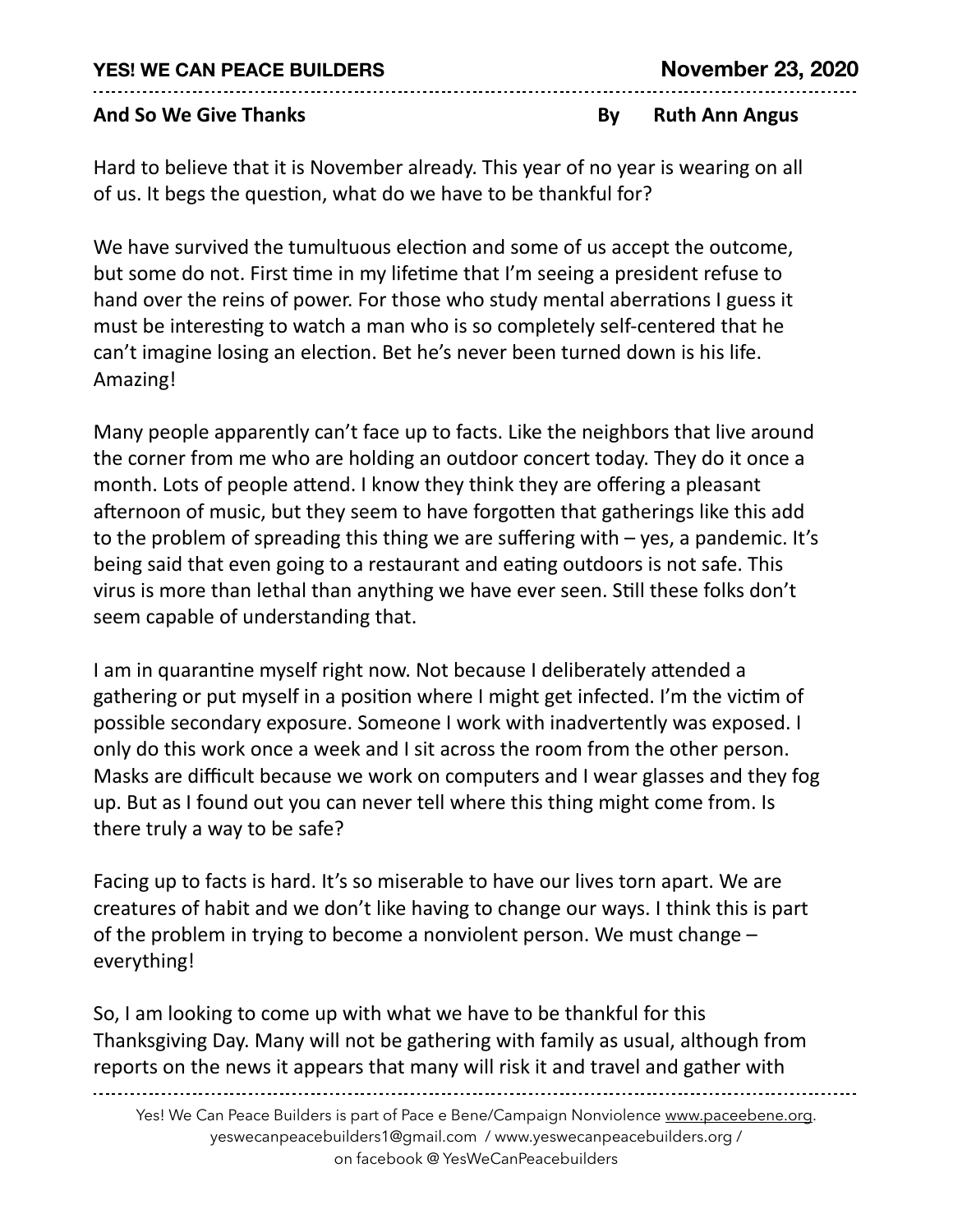**And So We Give Thanks** By Ruth Ann Angus

Hard to believe that it is November already. This year of no year is wearing on all of us. It begs the question, what do we have to be thankful for?

We have survived the tumultuous election and some of us accept the outcome, but some do not. First time in my lifetime that I'm seeing a president refuse to hand over the reins of power. For those who study mental aberrations I guess it must be interesting to watch a man who is so completely self-centered that he can't imagine losing an election. Bet he's never been turned down is his life. Amazing!

Many people apparently can't face up to facts. Like the neighbors that live around the corner from me who are holding an outdoor concert today. They do it once a month. Lots of people attend. I know they think they are offering a pleasant afternoon of music, but they seem to have forgotten that gatherings like this add to the problem of spreading this thing we are suffering with – yes, a pandemic. It's being said that even going to a restaurant and eating outdoors is not safe. This virus is more than lethal than anything we have ever seen. Still these folks don't seem capable of understanding that.

I am in quarantine myself right now. Not because I deliberately attended a gathering or put myself in a position where I might get infected. I'm the victim of possible secondary exposure. Someone I work with inadvertently was exposed. I only do this work once a week and I sit across the room from the other person. Masks are difficult because we work on computers and I wear glasses and they fog up. But as I found out you can never tell where this thing might come from. Is there truly a way to be safe?

Facing up to facts is hard. It's so miserable to have our lives torn apart. We are creatures of habit and we don't like having to change our ways. I think this is part of the problem in trying to become a nonviolent person. We must change – everything!

So, I am looking to come up with what we have to be thankful for this Thanksgiving Day. Many will not be gathering with family as usual, although from reports on the news it appears that many will risk it and travel and gather with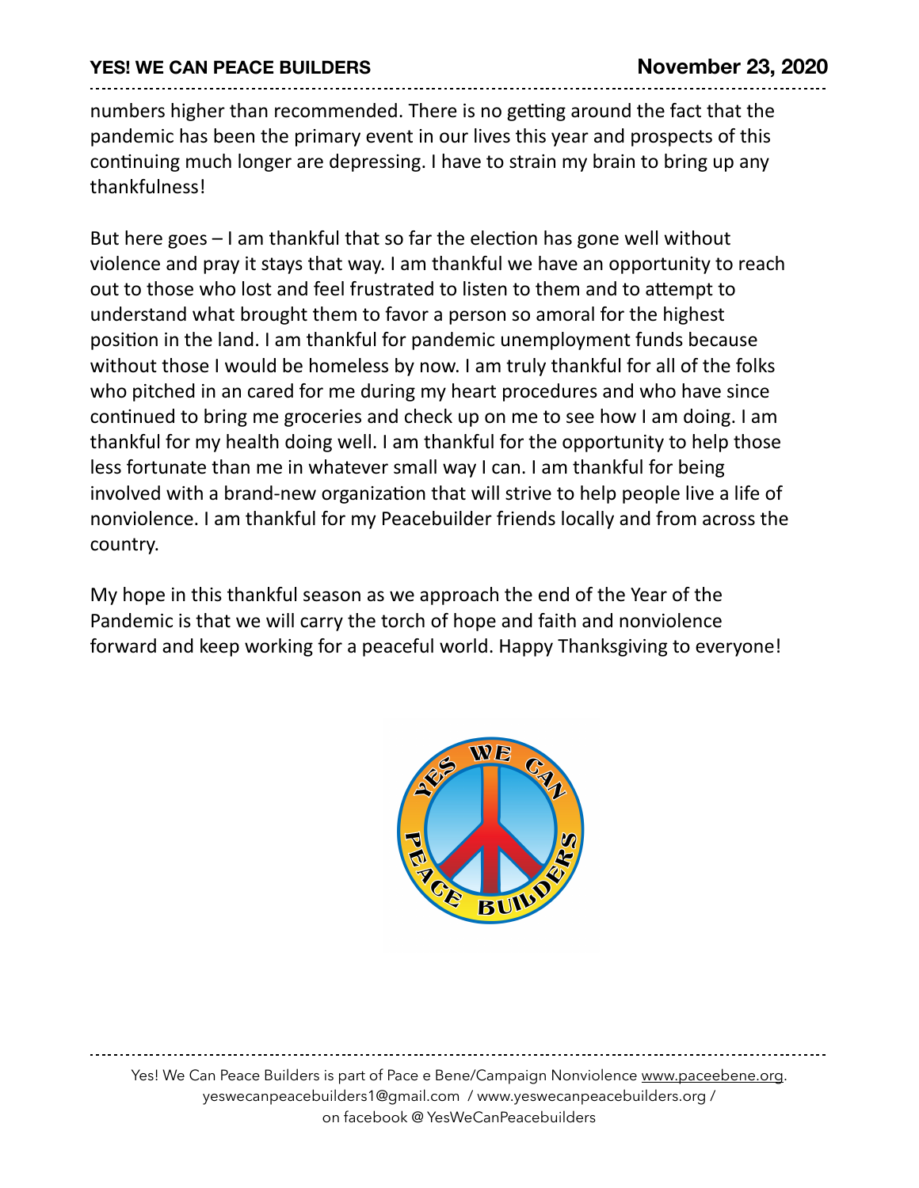numbers higher than recommended. There is no getting around the fact that the pandemic has been the primary event in our lives this year and prospects of this continuing much longer are depressing. I have to strain my brain to bring up any thankfulness!

But here goes – I am thankful that so far the election has gone well without violence and pray it stays that way. I am thankful we have an opportunity to reach out to those who lost and feel frustrated to listen to them and to attempt to understand what brought them to favor a person so amoral for the highest position in the land. I am thankful for pandemic unemployment funds because without those I would be homeless by now. I am truly thankful for all of the folks who pitched in an cared for me during my heart procedures and who have since continued to bring me groceries and check up on me to see how I am doing. I am thankful for my health doing well. I am thankful for the opportunity to help those less fortunate than me in whatever small way I can. I am thankful for being involved with a brand-new organization that will strive to help people live a life of nonviolence. I am thankful for my Peacebuilder friends locally and from across the country.

My hope in this thankful season as we approach the end of the Year of the Pandemic is that we will carry the torch of hope and faith and nonviolence forward and keep working for a peaceful world. Happy Thanksgiving to everyone!

Yes! We Can Peace Builders is part of Pace e Bene/Campaign Nonviolence www.paceebene.org.
yeswecanpeacebuilders1@gmail.com / www.yeswecanpeacebuilders.org /
on facebook @ YesWeCanPeacebuilders